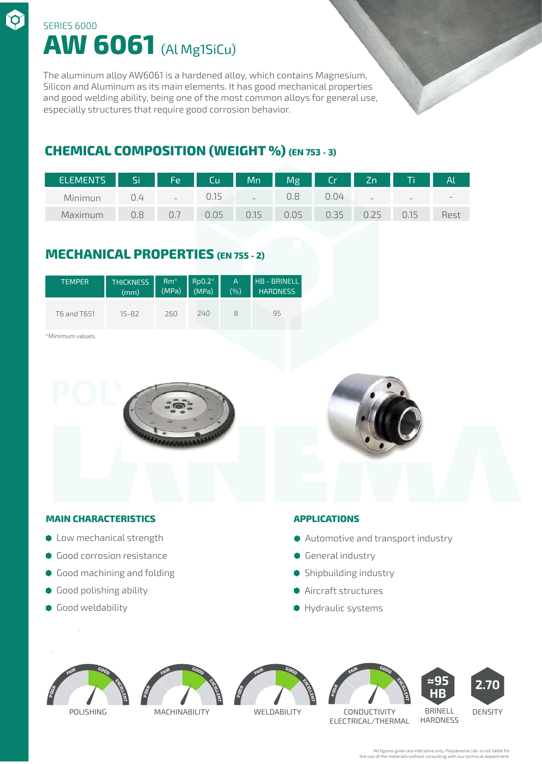SERIES 6000

# AW 6061 (Al Mg1SiCu)

The aluminum alloy AW6061 is a hardened alloy, which contains Magnesium, Silicon and Aluminum as its main elements. It has good mechanical properties and good welding ability, being one of the most common alloys for general use, especially structures that require good corrosion behavior.

## CHEMICAL COMPOSITION (WEIGHT %) (EN 753 - 3)

| ELEMENTS | Si | Fe | Cu | Mn | Mg | Cr | Zn | Ti | Al |
|---|---|---|---|---|---|---|---|---|---|
| Minimun | 0.4 | – | 0.15 | – | 0.8 | 0.04 | – | – | – |
| Maximum | 0.8 | 0.7 | 0.05 | 0.15 | 0.05 | 0.35 | 0.25 | 0.15 | Rest |

## MECHANICAL PROPERTIES (EN 755 - 2)

| TEMPER | THICKNESS (mm) | Rm* (MPa) | Rp0.2* (MPa) | A (%) | HB - BRINELL HARDNESS |
|---|---|---|---|---|---|
| T6 and T651 | 15-82 | 260 | 240 | 8 | 95 |

*Minimum values.

### MAIN CHARACTERISTICS

- Low mechanical strength
- Good corrosion resistance
- Good machining and folding
- Good polishing ability
- Good weldability

### APPLICATIONS

- Automotive and transport industry
- General industry
- Shipbuilding industry
- Aircraft structures
- Hydraulic systems

POLISHING | MACHINABILITY | WELDABILITY | CONDUCTIVITY ELECTRICAL/THERMAL

≈95 HB — BRINELL HARDNESS

2.70 — DENSITY

All figures given are indicative only, Polylanema Lda. is not liable for the use of the materials without consulting with our technical department.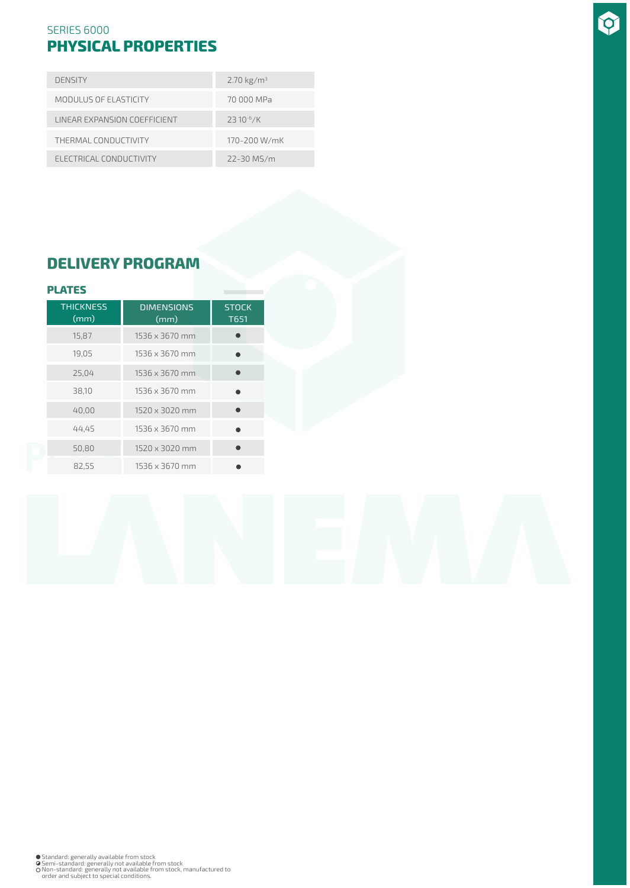SERIES 6000

# PHYSICAL PROPERTIES

| | |
|---|---|
| DENSITY | 2.70 kg/m³ |
| MODULUS OF ELASTICITY | 70 000 MPa |
| LINEAR EXPANSION COEFFICIENT | $23\ 10^{-6}$/K |
| THERMAL CONDUCTIVITY | 170-200 W/mK |
| ELECTRICAL CONDUCTIVITY | 22-30 MS/m |

# DELIVERY PROGRAM

## PLATES

| THICKNESS (mm) | DIMENSIONS (mm) | STOCK T651 |
|---|---|---|
| 15,87 | 1536 x 3670 mm | ● |
| 19,05 | 1536 x 3670 mm | ● |
| 25,04 | 1536 x 3670 mm | ● |
| 38,10 | 1536 x 3670 mm | ● |
| 40,00 | 1520 x 3020 mm | ● |
| 44,45 | 1536 x 3670 mm | ● |
| 50,80 | 1520 x 3020 mm | ● |
| 82,55 | 1536 x 3670 mm | ● |

● Standard: generally available from stock
◐ Semi-standard: generally not available from stock
○ Non-standard: generally not available from stock, manufactured to order and subject to special conditions.